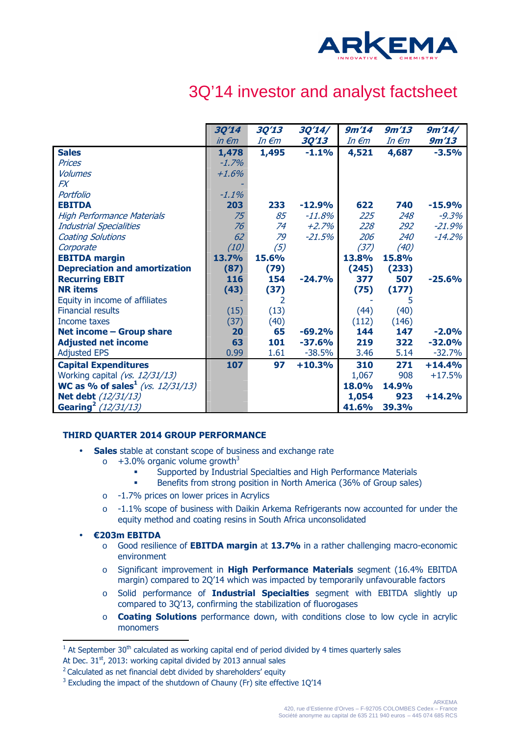# 3Q'14 investor and analyst factsheet

| | ***3Q'14*** *in €m* | ***3Q'13*** *In €m* | ***3Q'14/ 3Q'13*** | ***9m'14*** *In €m* | ***9m'13*** *In €m* | ***9m'14/ 9m'13*** |
|---|---|---|---|---|---|---|
| **Sales** | **1,478** | **1,495** | **-1.1%** | **4,521** | **4,687** | **-3.5%** |
| *Prices* | *-1.7%* | | | | | |
| *Volumes* | *+1.6%* | | | | | |
| *FX* | *-* | | | | | |
| *Portfolio* | *-1.1%* | | | | | |
| **EBITDA** | **203** | **233** | **-12.9%** | **622** | **740** | **-15.9%** |
| *High Performance Materials* | *75* | *85* | *-11.8%* | *225* | *248* | *-9.3%* |
| *Industrial Specialities* | *76* | *74* | *+2.7%* | *228* | *292* | *-21.9%* |
| *Coating Solutions* | *62* | *79* | *-21.5%* | *206* | *240* | *-14.2%* |
| *Corporate* | *(10)* | *(5)* | | *(37)* | *(40)* | |
| **EBITDA margin** | **13.7%** | **15.6%** | | **13.8%** | **15.8%** | |
| **Depreciation and amortization** | **(87)** | **(79)** | | **(245)** | **(233)** | |
| **Recurring EBIT** | **116** | **154** | **-24.7%** | **377** | **507** | **-25.6%** |
| **NR items** | **(43)** | **(37)** | | **(75)** | **(177)** | |
| Equity in income of affiliates | - | 2 | | - | 5 | |
| Financial results | (15) | (13) | | (44) | (40) | |
| Income taxes | (37) | (40) | | (112) | (146) | |
| **Net income – Group share** | **20** | **65** | **-69.2%** | **144** | **147** | **-2.0%** |
| **Adjusted net income** | **63** | **101** | **-37.6%** | **219** | **322** | **-32.0%** |
| Adjusted EPS | 0.99 | 1.61 | -38.5% | 3.46 | 5.14 | -32.7% |
| **Capital Expenditures** | **107** | **97** | **+10.3%** | **310** | **271** | **+14.4%** |
| Working capital *(vs. 12/31/13)* | | | | 1,067 | 908 | +17.5% |
| **WC as % of sales[1]** *(vs. 12/31/13)* | | | | **18.0%** | **14.9%** | |
| **Net debt** *(12/31/13)* | | | | **1,054** | **923** | **+14.2%** |
| **Gearing[2]** *(12/31/13)* | | | | **41.6%** | **39.3%** | |

## THIRD QUARTER 2014 GROUP PERFORMANCE

- **Sales** stable at constant scope of business and exchange rate
  - +3.0% organic volume growth[3]
    - Supported by Industrial Specialties and High Performance Materials
    - Benefits from strong position in North America (36% of Group sales)
  - -1.7% prices on lower prices in Acrylics
  - -1.1% scope of business with Daikin Arkema Refrigerants now accounted for under the equity method and coating resins in South Africa unconsolidated
- **€203m EBITDA**
  - Good resilience of **EBITDA margin** at **13.7%** in a rather challenging macro-economic environment
  - Significant improvement in **High Performance Materials** segment (16.4% EBITDA margin) compared to 2Q'14 which was impacted by temporarily unfavourable factors
  - Solid performance of **Industrial Specialties** segment with EBITDA slightly up compared to 3Q'13, confirming the stabilization of fluorogases
  - **Coating Solutions** performance down, with conditions close to low cycle in acrylic monomers

---

[1] At September 30th calculated as working capital end of period divided by 4 times quarterly sales
At Dec. 31st, 2013: working capital divided by 2013 annual sales

[2] Calculated as net financial debt divided by shareholders' equity

[3] Excluding the impact of the shutdown of Chauny (Fr) site effective 1Q'14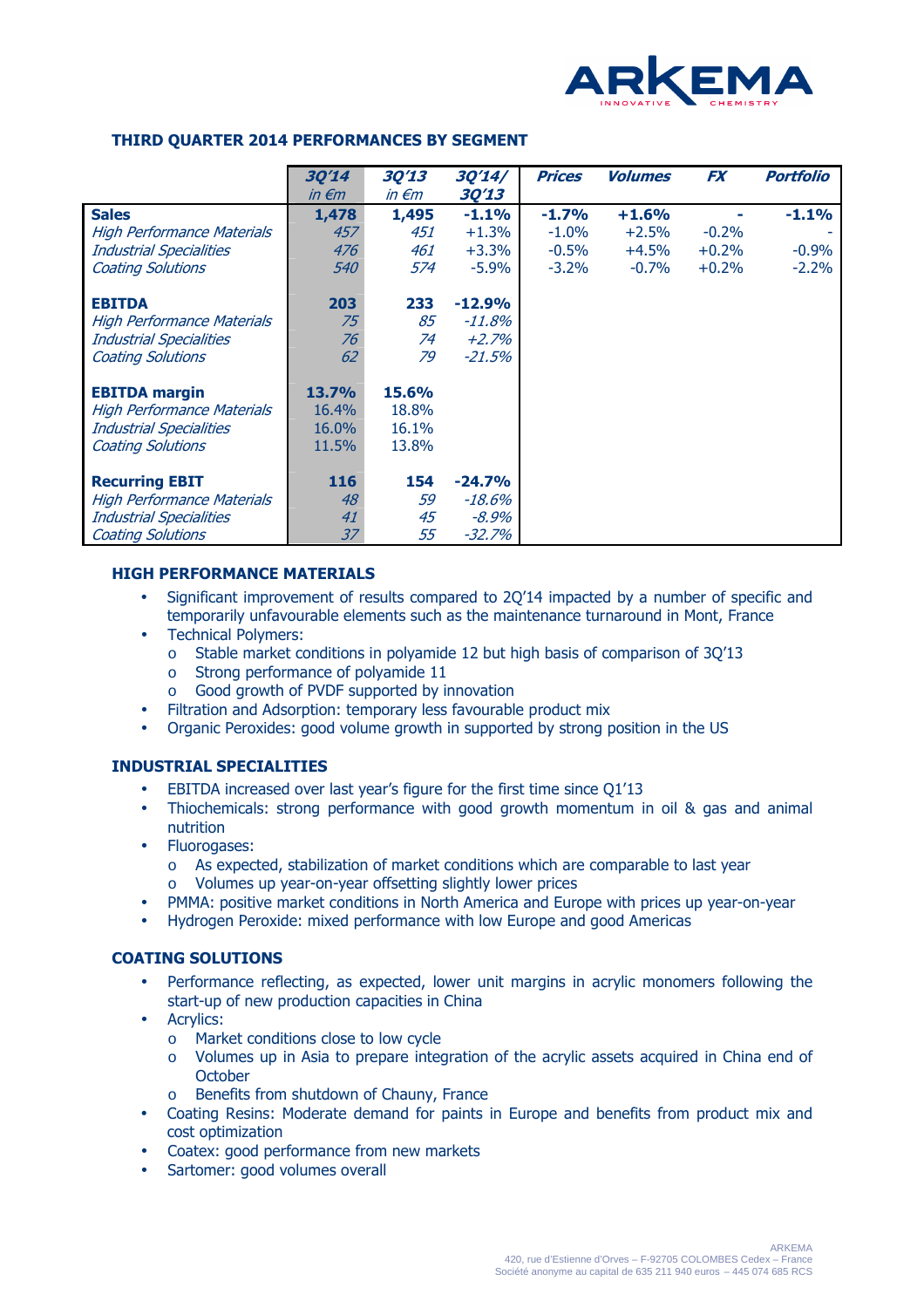## THIRD QUARTER 2014 PERFORMANCES BY SEGMENT

| | **3Q'14** *in €m* | **3Q'13** *in €m* | **3Q'14/ 3Q'13** | **Prices** | **Volumes** | **FX** | **Portfolio** |
|---|---|---|---|---|---|---|---|
| **Sales** | **1,478** | **1,495** | **-1.1%** | **-1.7%** | **+1.6%** | **-** | **-1.1%** |
| *High Performance Materials* | *457* | *451* | +1.3% | -1.0% | +2.5% | -0.2% | - |
| *Industrial Specialities* | *476* | *461* | +3.3% | -0.5% | +4.5% | +0.2% | -0.9% |
| *Coating Solutions* | *540* | *574* | -5.9% | -3.2% | -0.7% | +0.2% | -2.2% |
| | | | | | | | |
| **EBITDA** | **203** | **233** | **-12.9%** | | | | |
| *High Performance Materials* | *75* | *85* | *-11.8%* | | | | |
| *Industrial Specialities* | *76* | *74* | *+2.7%* | | | | |
| *Coating Solutions* | *62* | *79* | *-21.5%* | | | | |
| | | | | | | | |
| **EBITDA margin** | **13.7%** | **15.6%** | | | | | |
| *High Performance Materials* | 16.4% | 18.8% | | | | | |
| *Industrial Specialities* | 16.0% | 16.1% | | | | | |
| *Coating Solutions* | 11.5% | 13.8% | | | | | |
| | | | | | | | |
| **Recurring EBIT** | **116** | **154** | **-24.7%** | | | | |
| *High Performance Materials* | *48* | *59* | *-18.6%* | | | | |
| *Industrial Specialities* | *41* | *45* | *-8.9%* | | | | |
| *Coating Solutions* | *37* | *55* | *-32.7%* | | | | |

### HIGH PERFORMANCE MATERIALS

- Significant improvement of results compared to 2Q'14 impacted by a number of specific and temporarily unfavourable elements such as the maintenance turnaround in Mont, France
- Technical Polymers:
  - Stable market conditions in polyamide 12 but high basis of comparison of 3Q'13
  - Strong performance of polyamide 11
  - Good growth of PVDF supported by innovation
- Filtration and Adsorption: temporary less favourable product mix
- Organic Peroxides: good volume growth in supported by strong position in the US

### INDUSTRIAL SPECIALITIES

- EBITDA increased over last year's figure for the first time since Q1'13
- Thiochemicals: strong performance with good growth momentum in oil & gas and animal nutrition
- Fluorogases:
  - As expected, stabilization of market conditions which are comparable to last year
  - Volumes up year-on-year offsetting slightly lower prices
- PMMA: positive market conditions in North America and Europe with prices up year-on-year
- Hydrogen Peroxide: mixed performance with low Europe and good Americas

### COATING SOLUTIONS

- Performance reflecting, as expected, lower unit margins in acrylic monomers following the start-up of new production capacities in China
- Acrylics:
  - Market conditions close to low cycle
  - Volumes up in Asia to prepare integration of the acrylic assets acquired in China end of October
  - Benefits from shutdown of Chauny, France
- Coating Resins: Moderate demand for paints in Europe and benefits from product mix and cost optimization
- Coatex: good performance from new markets
- Sartomer: good volumes overall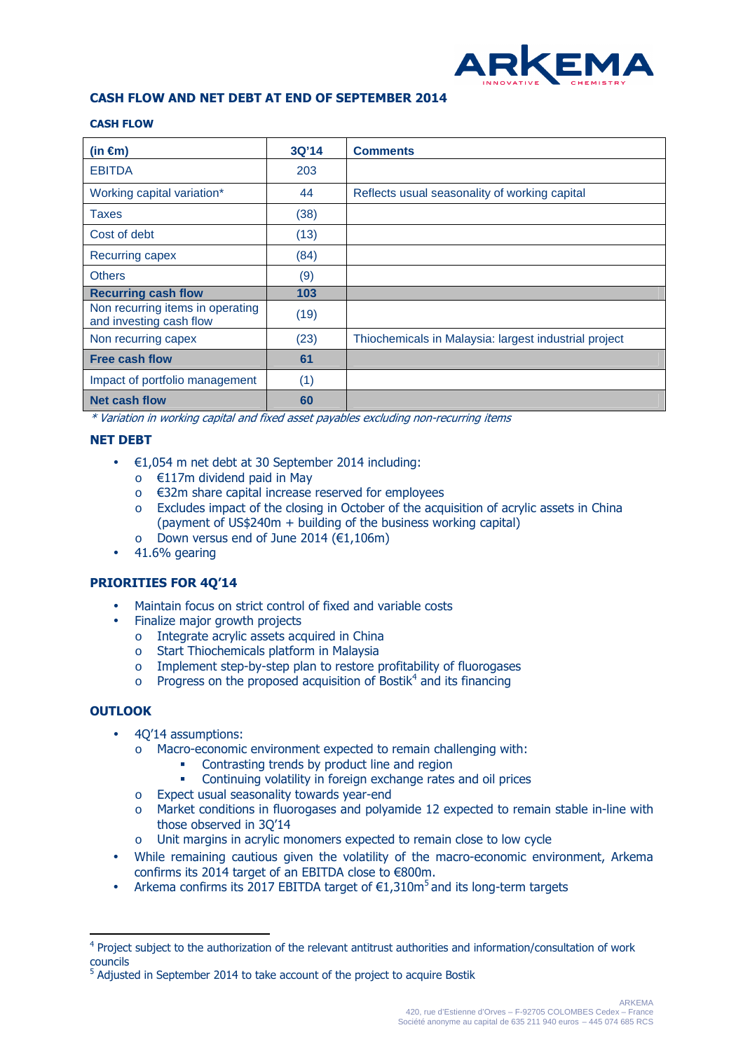## CASH FLOW AND NET DEBT AT END OF SEPTEMBER 2014

### CASH FLOW

| (in €m) | 3Q'14 | Comments |
|---|---|---|
| EBITDA | 203 | |
| Working capital variation* | 44 | Reflects usual seasonality of working capital |
| Taxes | (38) | |
| Cost of debt | (13) | |
| Recurring capex | (84) | |
| Others | (9) | |
| **Recurring cash flow** | **103** | |
| Non recurring items in operating and investing cash flow | (19) | |
| Non recurring capex | (23) | Thiochemicals in Malaysia: largest industrial project |
| **Free cash flow** | **61** | |
| Impact of portfolio management | (1) | |
| **Net cash flow** | **60** | |

*\* Variation in working capital and fixed asset payables excluding non-recurring items*

### NET DEBT

- €1,054 m net debt at 30 September 2014 including:
  - €117m dividend paid in May
  - €32m share capital increase reserved for employees
  - Excludes impact of the closing in October of the acquisition of acrylic assets in China (payment of US$240m + building of the business working capital)
  - Down versus end of June 2014 (€1,106m)
- 41.6% gearing

### PRIORITIES FOR 4Q'14

- Maintain focus on strict control of fixed and variable costs
- Finalize major growth projects
  - Integrate acrylic assets acquired in China
  - Start Thiochemicals platform in Malaysia
  - Implement step-by-step plan to restore profitability of fluorogases
  - Progress on the proposed acquisition of Bostik[4] and its financing

### OUTLOOK

- 4Q'14 assumptions:
  - Macro-economic environment expected to remain challenging with:
    - Contrasting trends by product line and region
    - Continuing volatility in foreign exchange rates and oil prices
  - Expect usual seasonality towards year-end
  - Market conditions in fluorogases and polyamide 12 expected to remain stable in-line with those observed in 3Q'14
  - Unit margins in acrylic monomers expected to remain close to low cycle
- While remaining cautious given the volatility of the macro-economic environment, Arkema confirms its 2014 target of an EBITDA close to €800m.
- Arkema confirms its 2017 EBITDA target of €1,310m[5] and its long-term targets

---

[4] Project subject to the authorization of the relevant antitrust authorities and information/consultation of work councils

[5] Adjusted in September 2014 to take account of the project to acquire Bostik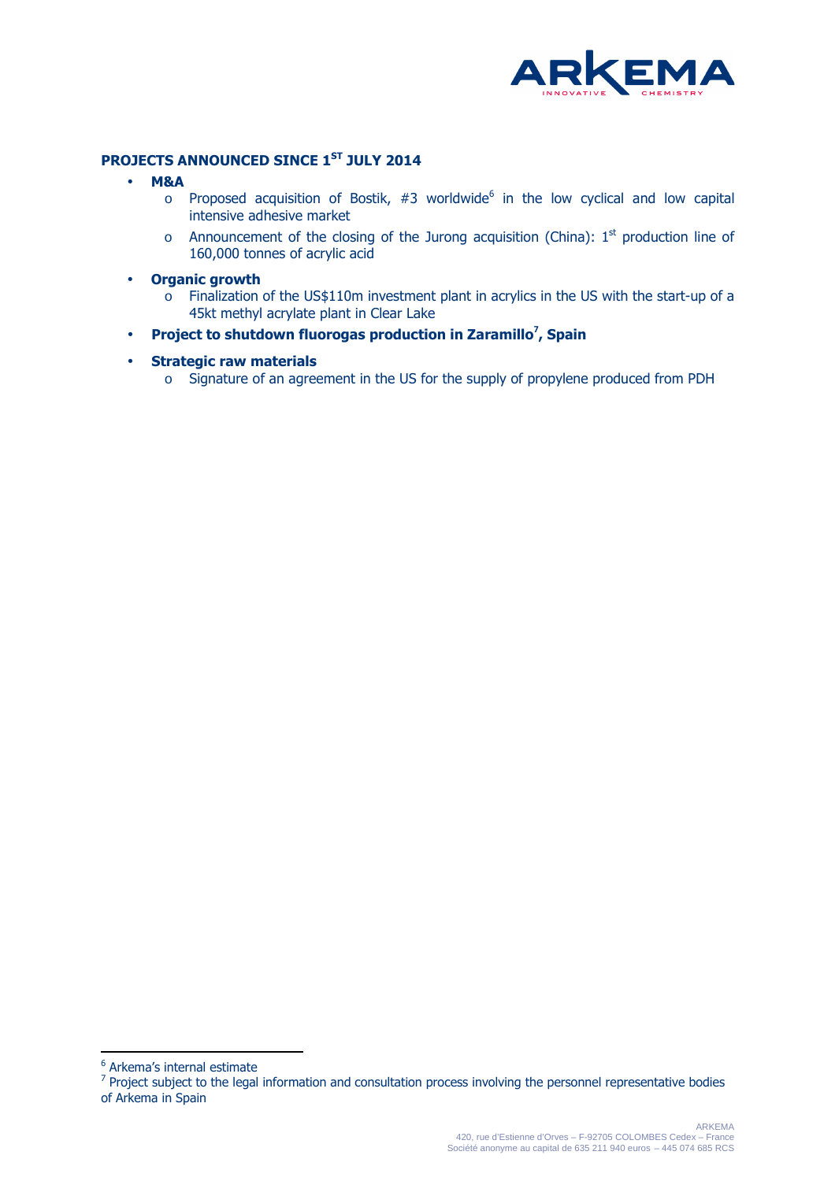## PROJECTS ANNOUNCED SINCE 1ST JULY 2014

- **M&A**
  - Proposed acquisition of Bostik, #3 worldwide[6] in the low cyclical and low capital intensive adhesive market
  - Announcement of the closing of the Jurong acquisition (China): 1st production line of 160,000 tonnes of acrylic acid
- **Organic growth**
  - Finalization of the US$110m investment plant in acrylics in the US with the start-up of a 45kt methyl acrylate plant in Clear Lake
- **Project to shutdown fluorogas production in Zaramillo[7], Spain**
- **Strategic raw materials**
  - Signature of an agreement in the US for the supply of propylene produced from PDH

[6] Arkema's internal estimate

[7] Project subject to the legal information and consultation process involving the personnel representative bodies of Arkema in Spain

ARKEMA
420, rue d'Estienne d'Orves – F-92705 COLOMBES Cedex – France
Société anonyme au capital de 635 211 940 euros – 445 074 685 RCS